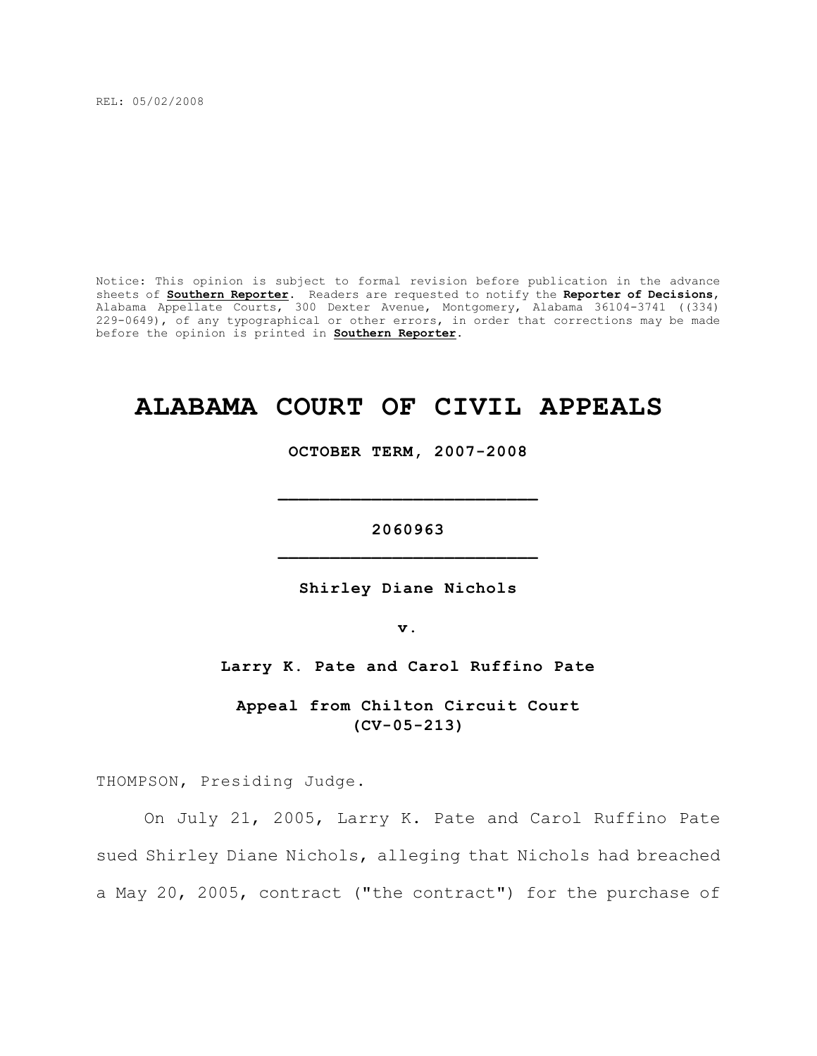REL: 05/02/2008

Notice: This opinion is subject to formal revision before publication in the advance sheets of **Southern Reporter**. Readers are requested to notify the **Reporter of Decisions**, Alabama Appellate Courts, 300 Dexter Avenue, Montgomery, Alabama 36104-3741 ((334) 229-0649), of any typographical or other errors, in order that corrections may be made before the opinion is printed in **Southern Reporter**.

# ALABAMA COURT OF CIVIL APPEALS

**OCTOBER TERM, 2007-2008**

---

**2060963**

---

**Shirley Diane Nichols**

**v.**

**Larry K. Pate and Carol Ruffino Pate**

**Appeal from Chilton Circuit Court (CV-05-213)**

THOMPSON, Presiding Judge.

On July 21, 2005, Larry K. Pate and Carol Ruffino Pate sued Shirley Diane Nichols, alleging that Nichols had breached a May 20, 2005, contract ("the contract") for the purchase of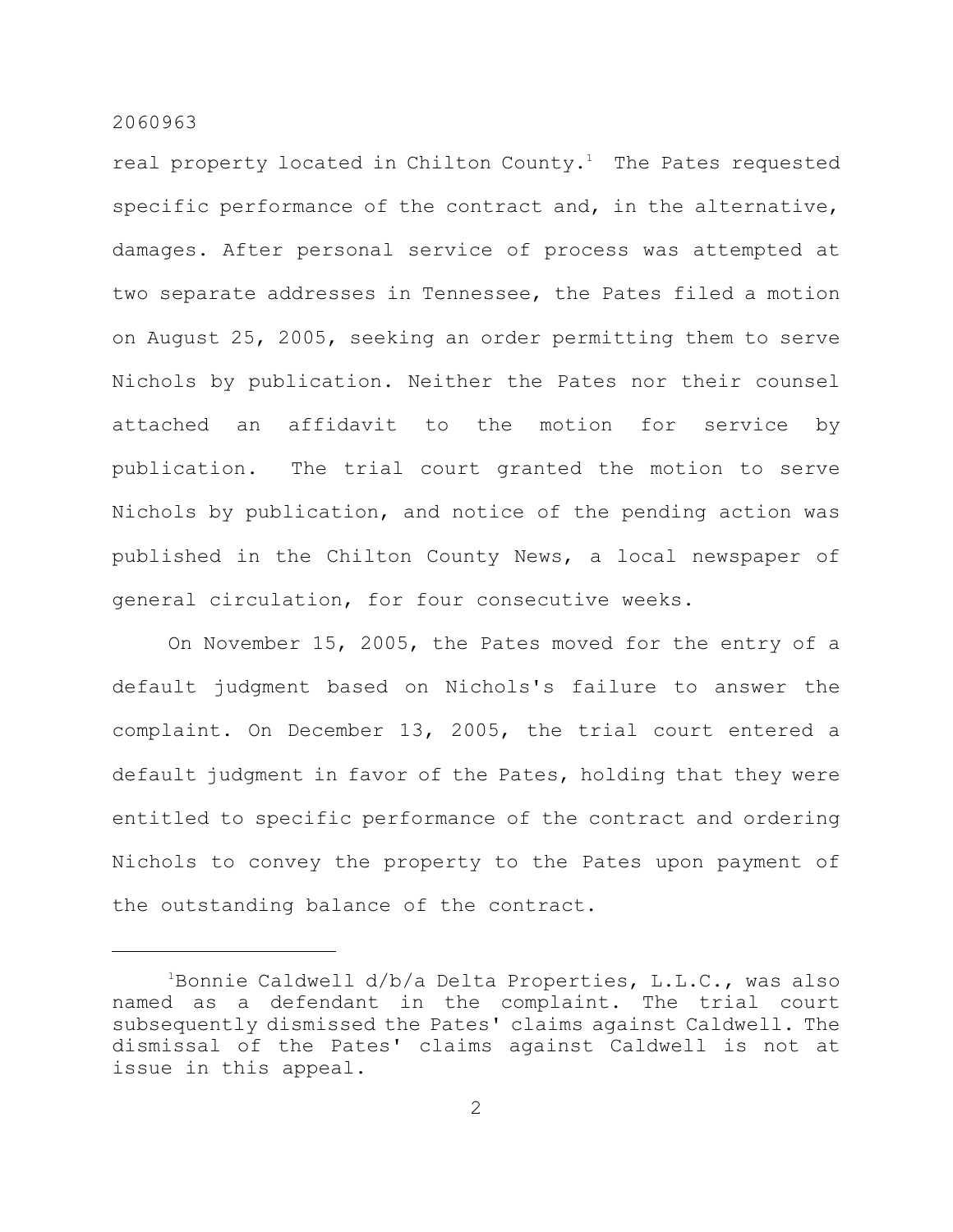real property located in Chilton County.[1] The Pates requested specific performance of the contract and, in the alternative, damages. After personal service of process was attempted at two separate addresses in Tennessee, the Pates filed a motion on August 25, 2005, seeking an order permitting them to serve Nichols by publication. Neither the Pates nor their counsel attached an affidavit to the motion for service by publication. The trial court granted the motion to serve Nichols by publication, and notice of the pending action was published in the Chilton County News, a local newspaper of general circulation, for four consecutive weeks.

On November 15, 2005, the Pates moved for the entry of a default judgment based on Nichols's failure to answer the complaint. On December 13, 2005, the trial court entered a default judgment in favor of the Pates, holding that they were entitled to specific performance of the contract and ordering Nichols to convey the property to the Pates upon payment of the outstanding balance of the contract.

---

[1] Bonnie Caldwell d/b/a Delta Properties, L.L.C., was also named as a defendant in the complaint. The trial court subsequently dismissed the Pates' claims against Caldwell. The dismissal of the Pates' claims against Caldwell is not at issue in this appeal.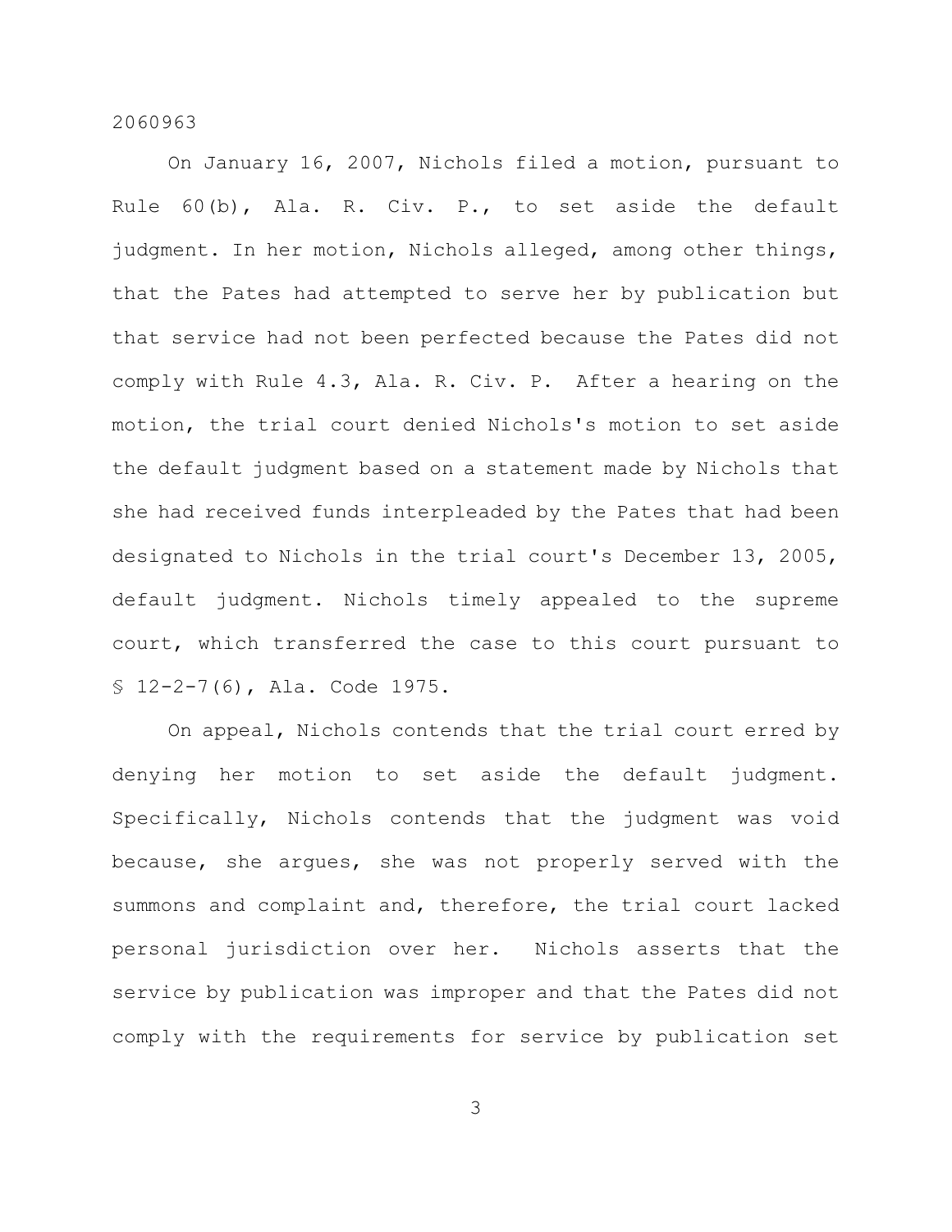On January 16, 2007, Nichols filed a motion, pursuant to Rule 60(b), Ala. R. Civ. P., to set aside the default judgment. In her motion, Nichols alleged, among other things, that the Pates had attempted to serve her by publication but that service had not been perfected because the Pates did not comply with Rule 4.3, Ala. R. Civ. P. After a hearing on the motion, the trial court denied Nichols's motion to set aside the default judgment based on a statement made by Nichols that she had received funds interpleaded by the Pates that had been designated to Nichols in the trial court's December 13, 2005, default judgment. Nichols timely appealed to the supreme court, which transferred the case to this court pursuant to § 12-2-7(6), Ala. Code 1975.

On appeal, Nichols contends that the trial court erred by denying her motion to set aside the default judgment. Specifically, Nichols contends that the judgment was void because, she argues, she was not properly served with the summons and complaint and, therefore, the trial court lacked personal jurisdiction over her. Nichols asserts that the service by publication was improper and that the Pates did not comply with the requirements for service by publication set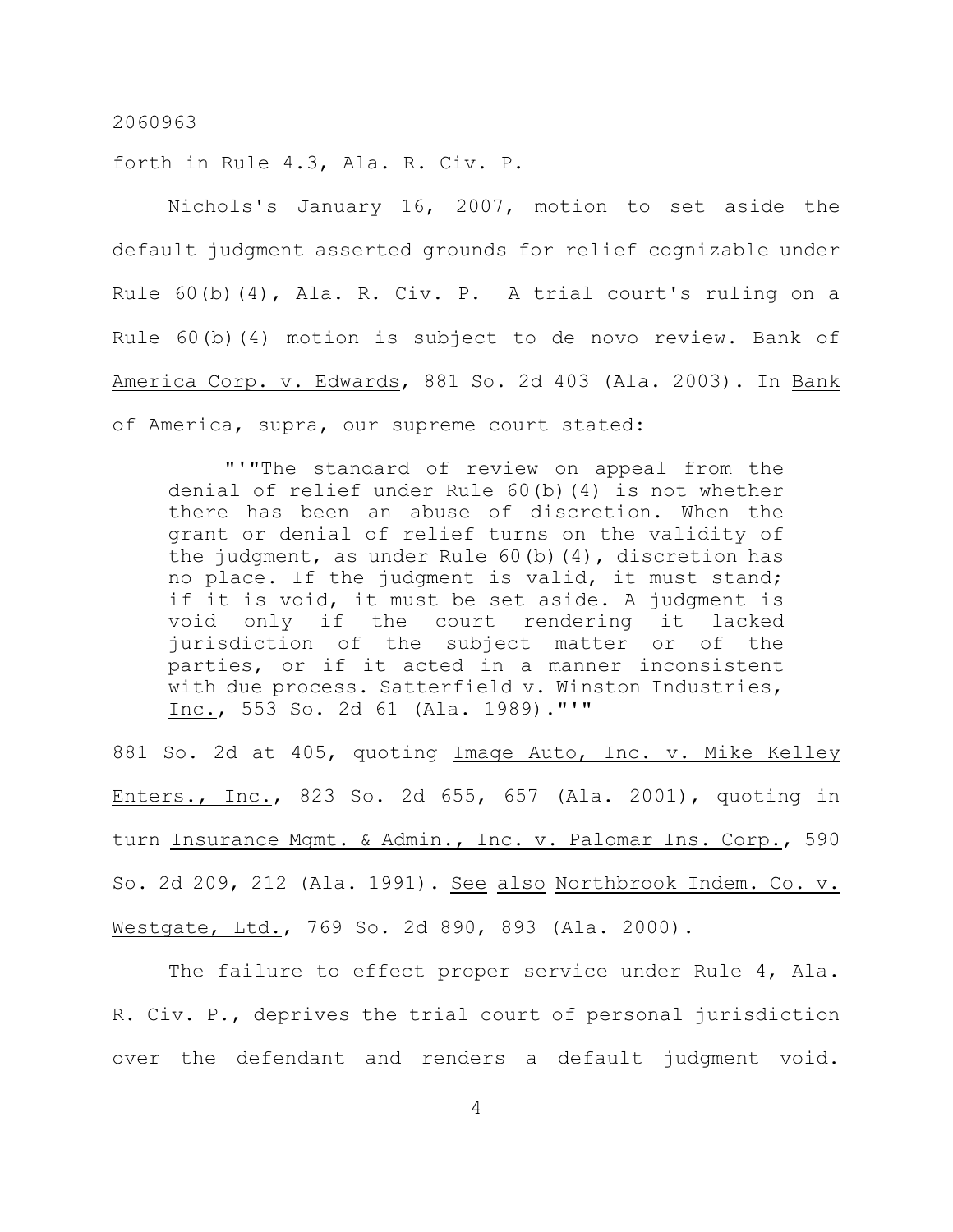forth in Rule 4.3, Ala. R. Civ. P.

Nichols's January 16, 2007, motion to set aside the default judgment asserted grounds for relief cognizable under Rule 60(b)(4), Ala. R. Civ. P. A trial court's ruling on a Rule 60(b)(4) motion is subject to de novo review. Bank of America Corp. v. Edwards, 881 So. 2d 403 (Ala. 2003). In Bank of America, supra, our supreme court stated:

> "'"The standard of review on appeal from the denial of relief under Rule 60(b)(4) is not whether there has been an abuse of discretion. When the grant or denial of relief turns on the validity of the judgment, as under Rule 60(b)(4), discretion has no place. If the judgment is valid, it must stand; if it is void, it must be set aside. A judgment is void only if the court rendering it lacked jurisdiction of the subject matter or of the parties, or if it acted in a manner inconsistent with due process. Satterfield v. Winston Industries, Inc., 553 So. 2d 61 (Ala. 1989)."'"

881 So. 2d at 405, quoting Image Auto, Inc. v. Mike Kelley Enters., Inc., 823 So. 2d 655, 657 (Ala. 2001), quoting in turn Insurance Mgmt. & Admin., Inc. v. Palomar Ins. Corp., 590 So. 2d 209, 212 (Ala. 1991). See also Northbrook Indem. Co. v. Westgate, Ltd., 769 So. 2d 890, 893 (Ala. 2000).

The failure to effect proper service under Rule 4, Ala. R. Civ. P., deprives the trial court of personal jurisdiction over the defendant and renders a default judgment void.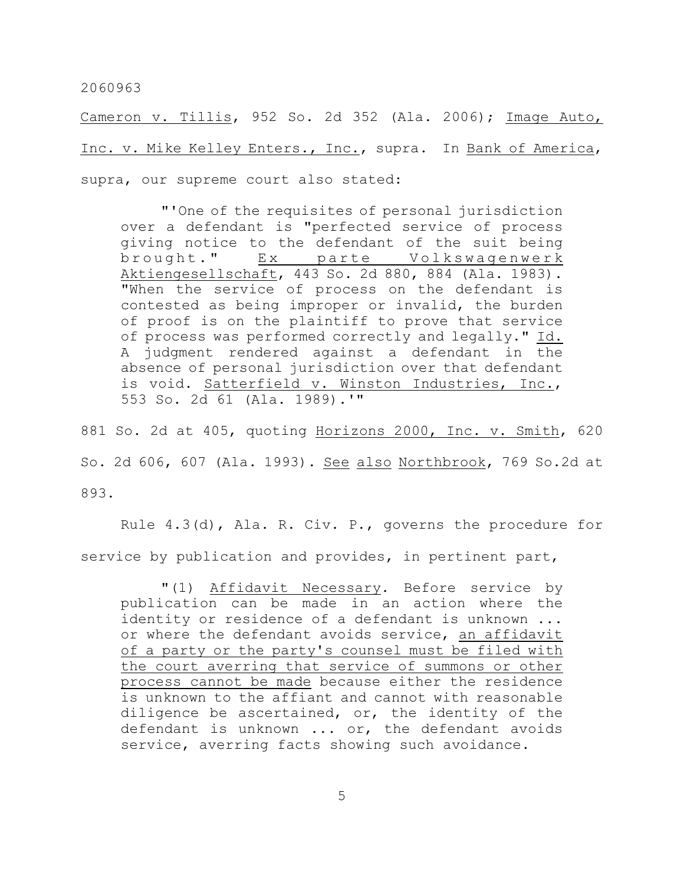Cameron v. Tillis, 952 So. 2d 352 (Ala. 2006); Image Auto, Inc. v. Mike Kelley Enters., Inc., supra. In Bank of America, supra, our supreme court also stated:

> "'One of the requisites of personal jurisdiction over a defendant is "perfected service of process giving notice to the defendant of the suit being brought." Ex parte Volkswagenwerk Aktiengesellschaft, 443 So. 2d 880, 884 (Ala. 1983). "When the service of process on the defendant is contested as being improper or invalid, the burden of proof is on the plaintiff to prove that service of process was performed correctly and legally." Id. A judgment rendered against a defendant in the absence of personal jurisdiction over that defendant is void. Satterfield v. Winston Industries, Inc., 553 So. 2d 61 (Ala. 1989).'"

881 So. 2d at 405, quoting Horizons 2000, Inc. v. Smith, 620 So. 2d 606, 607 (Ala. 1993). See also Northbrook, 769 So.2d at 893.

Rule 4.3(d), Ala. R. Civ. P., governs the procedure for service by publication and provides, in pertinent part,

> "(1) Affidavit Necessary. Before service by publication can be made in an action where the identity or residence of a defendant is unknown ... or where the defendant avoids service, an affidavit of a party or the party's counsel must be filed with the court averring that service of summons or other process cannot be made because either the residence is unknown to the affiant and cannot with reasonable diligence be ascertained, or, the identity of the defendant is unknown ... or, the defendant avoids service, averring facts showing such avoidance.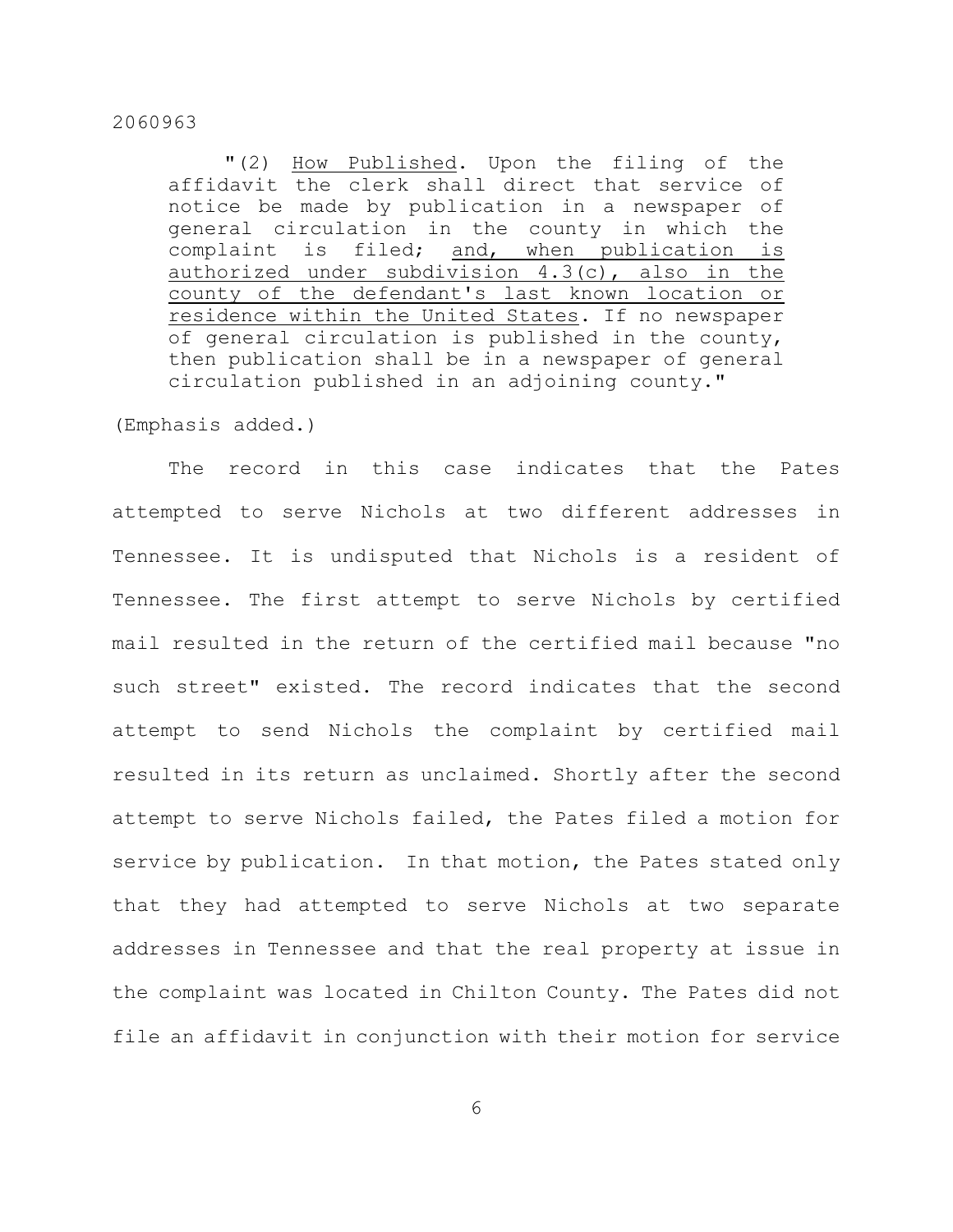"(2) <u>How Published</u>. Upon the filing of the affidavit the clerk shall direct that service of notice be made by publication in a newspaper of general circulation in the county in which the complaint is filed; <u>and, when publication is authorized under subdivision 4.3(c), also in the county of the defendant's last known location or residence within the United States</u>. If no newspaper of general circulation is published in the county, then publication shall be in a newspaper of general circulation published in an adjoining county."

(Emphasis added.)

The record in this case indicates that the Pates attempted to serve Nichols at two different addresses in Tennessee. It is undisputed that Nichols is a resident of Tennessee. The first attempt to serve Nichols by certified mail resulted in the return of the certified mail because "no such street" existed. The record indicates that the second attempt to send Nichols the complaint by certified mail resulted in its return as unclaimed. Shortly after the second attempt to serve Nichols failed, the Pates filed a motion for service by publication. In that motion, the Pates stated only that they had attempted to serve Nichols at two separate addresses in Tennessee and that the real property at issue in the complaint was located in Chilton County. The Pates did not file an affidavit in conjunction with their motion for service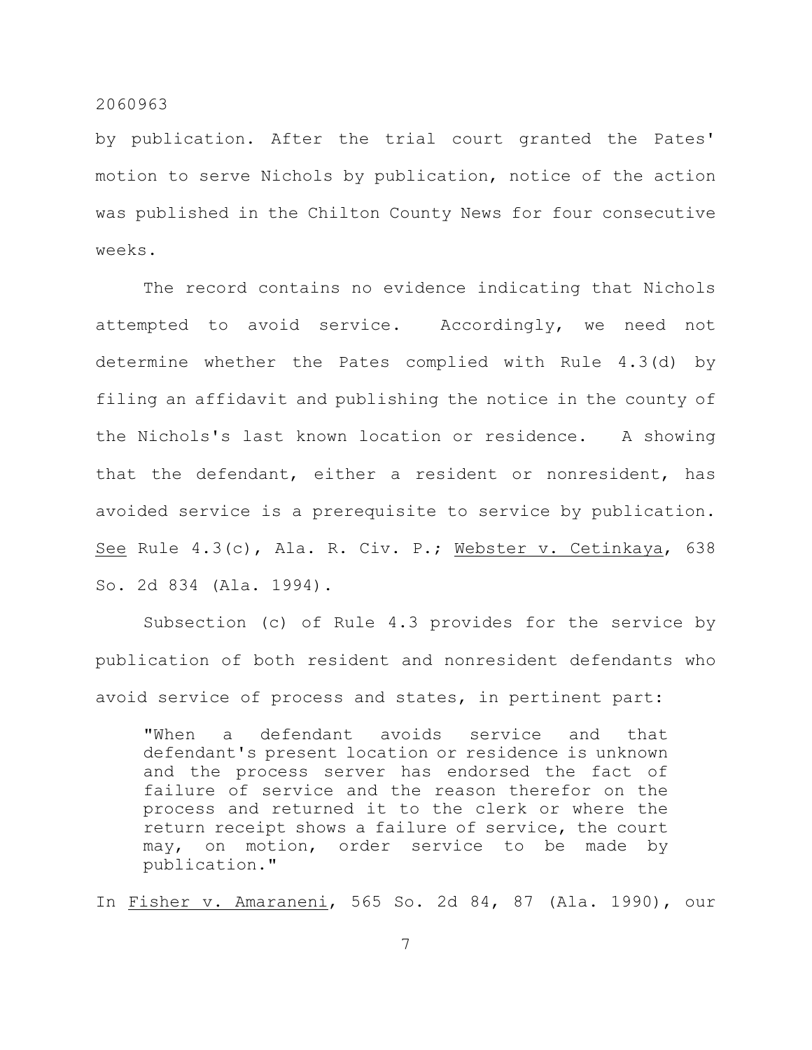by publication. After the trial court granted the Pates' motion to serve Nichols by publication, notice of the action was published in the Chilton County News for four consecutive weeks.

The record contains no evidence indicating that Nichols attempted to avoid service. Accordingly, we need not determine whether the Pates complied with Rule 4.3(d) by filing an affidavit and publishing the notice in the county of the Nichols's last known location or residence. A showing that the defendant, either a resident or nonresident, has avoided service is a prerequisite to service by publication. See Rule 4.3(c), Ala. R. Civ. P.; Webster v. Cetinkaya, 638 So. 2d 834 (Ala. 1994).

Subsection (c) of Rule 4.3 provides for the service by publication of both resident and nonresident defendants who avoid service of process and states, in pertinent part:

> "When a defendant avoids service and that defendant's present location or residence is unknown and the process server has endorsed the fact of failure of service and the reason therefor on the process and returned it to the clerk or where the return receipt shows a failure of service, the court may, on motion, order service to be made by publication."

In Fisher v. Amaraneni, 565 So. 2d 84, 87 (Ala. 1990), our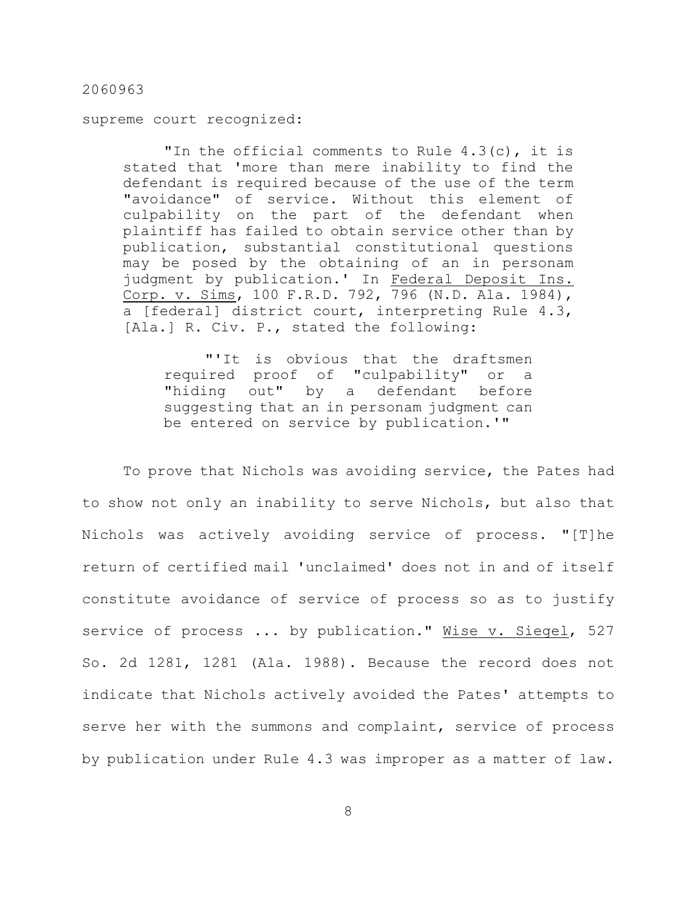supreme court recognized:

> "In the official comments to Rule 4.3(c), it is stated that 'more than mere inability to find the defendant is required because of the use of the term "avoidance" of service. Without this element of culpability on the part of the defendant when plaintiff has failed to obtain service other than by publication, substantial constitutional questions may be posed by the obtaining of an in personam judgment by publication.' In Federal Deposit Ins. Corp. v. Sims, 100 F.R.D. 792, 796 (N.D. Ala. 1984), a [federal] district court, interpreting Rule 4.3, [Ala.] R. Civ. P., stated the following:
>
> > "'It is obvious that the draftsmen required proof of "culpability" or a "hiding out" by a defendant before suggesting that an in personam judgment can be entered on service by publication.'"

To prove that Nichols was avoiding service, the Pates had to show not only an inability to serve Nichols, but also that Nichols was actively avoiding service of process. "[T]he return of certified mail 'unclaimed' does not in and of itself constitute avoidance of service of process so as to justify service of process ... by publication." Wise v. Siegel, 527 So. 2d 1281, 1281 (Ala. 1988). Because the record does not indicate that Nichols actively avoided the Pates' attempts to serve her with the summons and complaint, service of process by publication under Rule 4.3 was improper as a matter of law.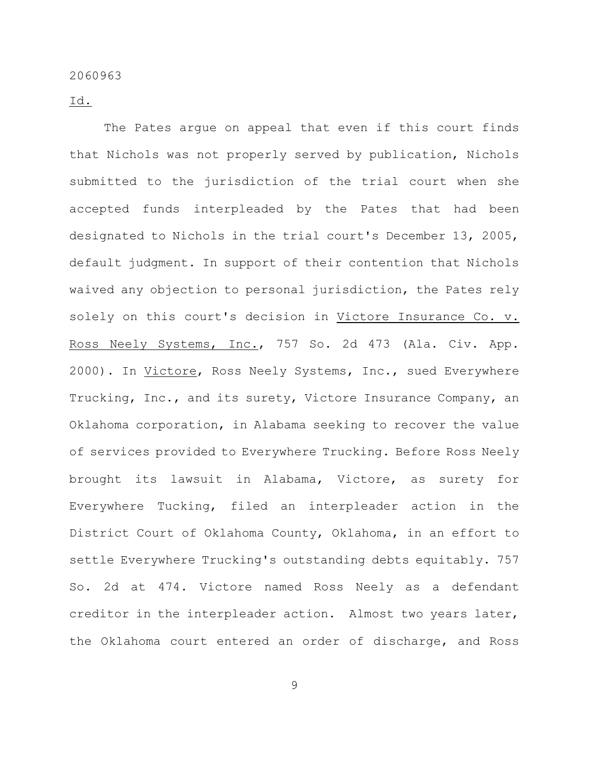Id.

The Pates argue on appeal that even if this court finds that Nichols was not properly served by publication, Nichols submitted to the jurisdiction of the trial court when she accepted funds interpleaded by the Pates that had been designated to Nichols in the trial court's December 13, 2005, default judgment. In support of their contention that Nichols waived any objection to personal jurisdiction, the Pates rely solely on this court's decision in Victore Insurance Co. v. Ross Neely Systems, Inc., 757 So. 2d 473 (Ala. Civ. App. 2000). In Victore, Ross Neely Systems, Inc., sued Everywhere Trucking, Inc., and its surety, Victore Insurance Company, an Oklahoma corporation, in Alabama seeking to recover the value of services provided to Everywhere Trucking. Before Ross Neely brought its lawsuit in Alabama, Victore, as surety for Everywhere Tucking, filed an interpleader action in the District Court of Oklahoma County, Oklahoma, in an effort to settle Everywhere Trucking's outstanding debts equitably. 757 So. 2d at 474. Victore named Ross Neely as a defendant creditor in the interpleader action. Almost two years later, the Oklahoma court entered an order of discharge, and Ross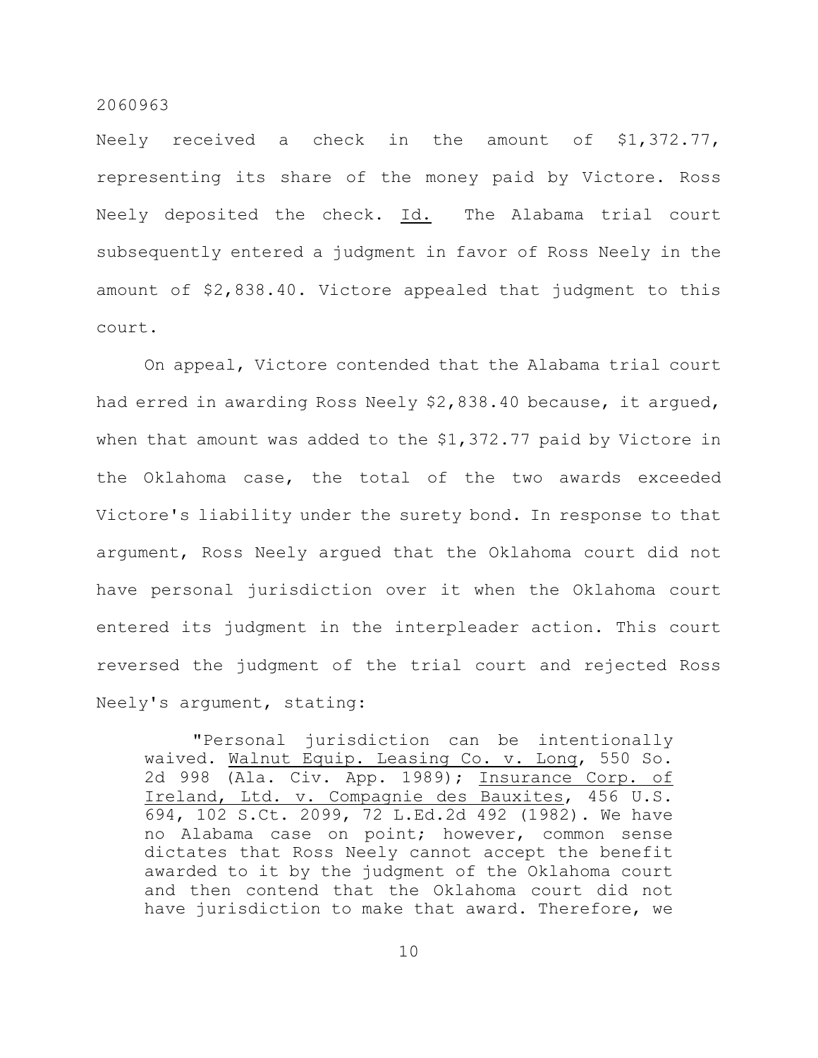Neely received a check in the amount of $1,372.77, representing its share of the money paid by Victore. Ross Neely deposited the check. Id. The Alabama trial court subsequently entered a judgment in favor of Ross Neely in the amount of $2,838.40. Victore appealed that judgment to this court.

On appeal, Victore contended that the Alabama trial court had erred in awarding Ross Neely $2,838.40 because, it argued, when that amount was added to the $1,372.77 paid by Victore in the Oklahoma case, the total of the two awards exceeded Victore's liability under the surety bond. In response to that argument, Ross Neely argued that the Oklahoma court did not have personal jurisdiction over it when the Oklahoma court entered its judgment in the interpleader action. This court reversed the judgment of the trial court and rejected Ross Neely's argument, stating:

> "Personal jurisdiction can be intentionally waived. Walnut Equip. Leasing Co. v. Long, 550 So. 2d 998 (Ala. Civ. App. 1989); Insurance Corp. of Ireland, Ltd. v. Compagnie des Bauxites, 456 U.S. 694, 102 S.Ct. 2099, 72 L.Ed.2d 492 (1982). We have no Alabama case on point; however, common sense dictates that Ross Neely cannot accept the benefit awarded to it by the judgment of the Oklahoma court and then contend that the Oklahoma court did not have jurisdiction to make that award. Therefore, we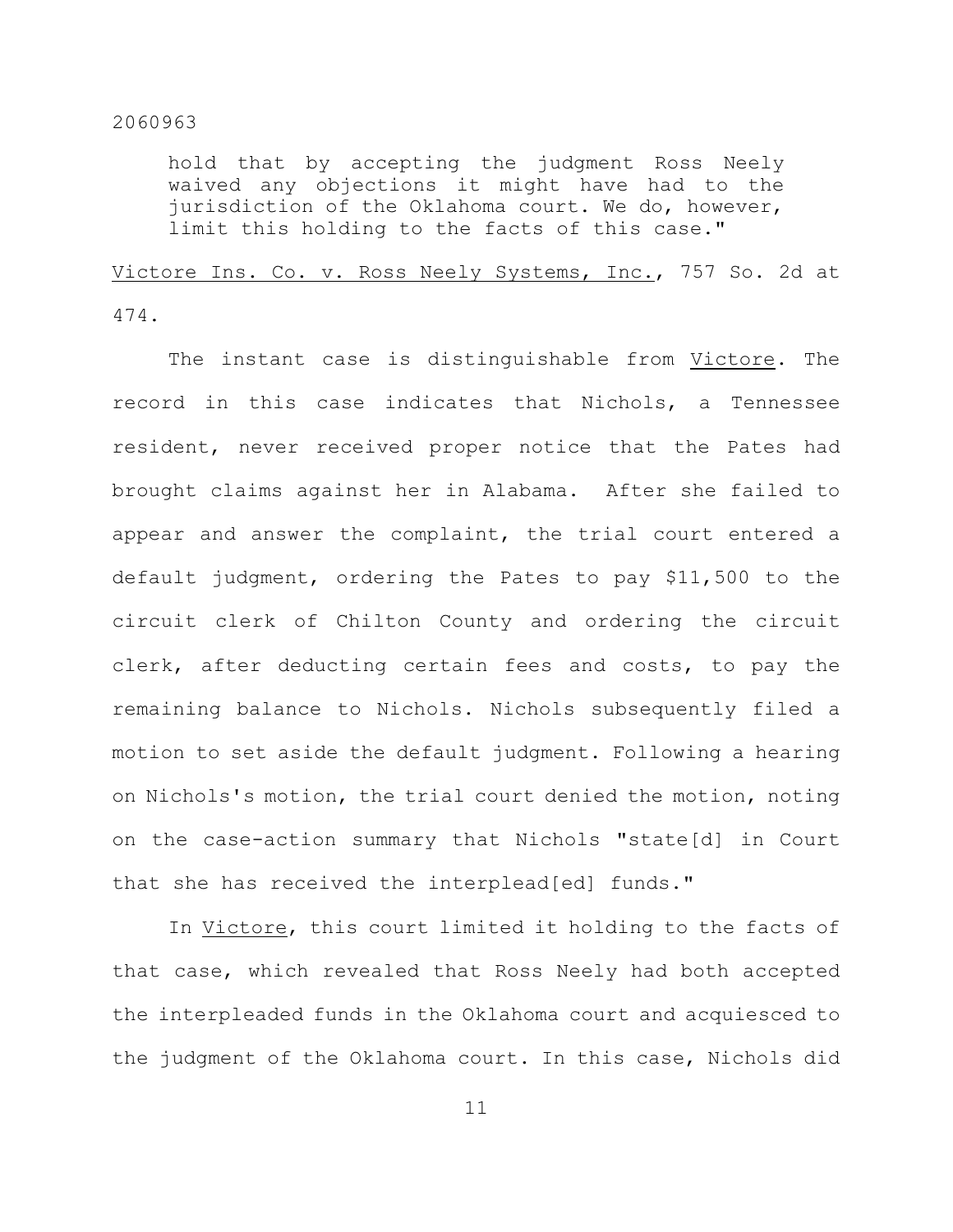> hold that by accepting the judgment Ross Neely waived any objections it might have had to the jurisdiction of the Oklahoma court. We do, however, limit this holding to the facts of this case."

Victore Ins. Co. v. Ross Neely Systems, Inc., 757 So. 2d at 474.

The instant case is distinguishable from Victore. The record in this case indicates that Nichols, a Tennessee resident, never received proper notice that the Pates had brought claims against her in Alabama. After she failed to appear and answer the complaint, the trial court entered a default judgment, ordering the Pates to pay $11,500 to the circuit clerk of Chilton County and ordering the circuit clerk, after deducting certain fees and costs, to pay the remaining balance to Nichols. Nichols subsequently filed a motion to set aside the default judgment. Following a hearing on Nichols's motion, the trial court denied the motion, noting on the case-action summary that Nichols "state[d] in Court that she has received the interplead[ed] funds."

In Victore, this court limited it holding to the facts of that case, which revealed that Ross Neely had both accepted the interpleaded funds in the Oklahoma court and acquiesced to the judgment of the Oklahoma court. In this case, Nichols did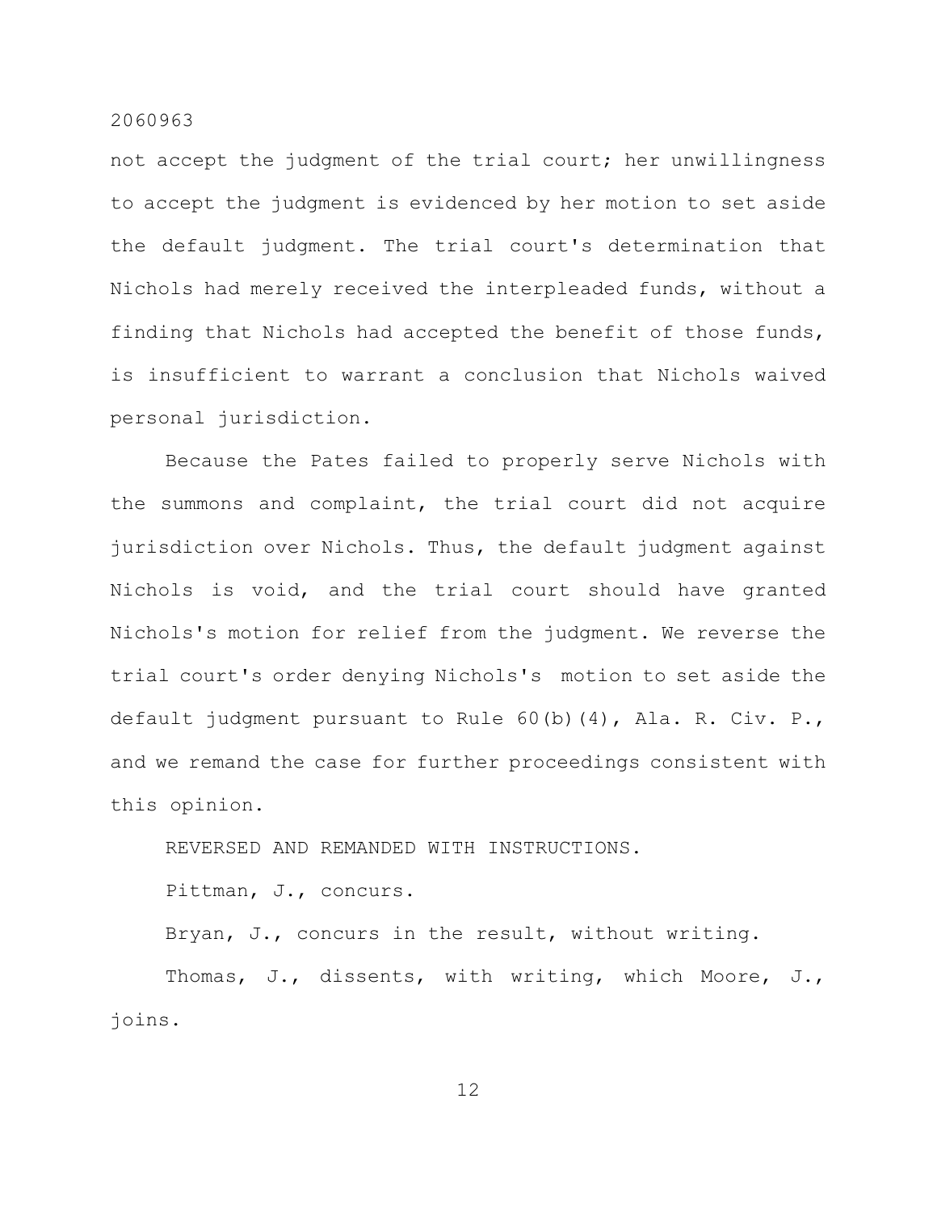not accept the judgment of the trial court; her unwillingness to accept the judgment is evidenced by her motion to set aside the default judgment. The trial court's determination that Nichols had merely received the interpleaded funds, without a finding that Nichols had accepted the benefit of those funds, is insufficient to warrant a conclusion that Nichols waived personal jurisdiction.

Because the Pates failed to properly serve Nichols with the summons and complaint, the trial court did not acquire jurisdiction over Nichols. Thus, the default judgment against Nichols is void, and the trial court should have granted Nichols's motion for relief from the judgment. We reverse the trial court's order denying Nichols's motion to set aside the default judgment pursuant to Rule 60(b)(4), Ala. R. Civ. P., and we remand the case for further proceedings consistent with this opinion.

REVERSED AND REMANDED WITH INSTRUCTIONS.

Pittman, J., concurs.

Bryan, J., concurs in the result, without writing.

Thomas, J., dissents, with writing, which Moore, J., joins.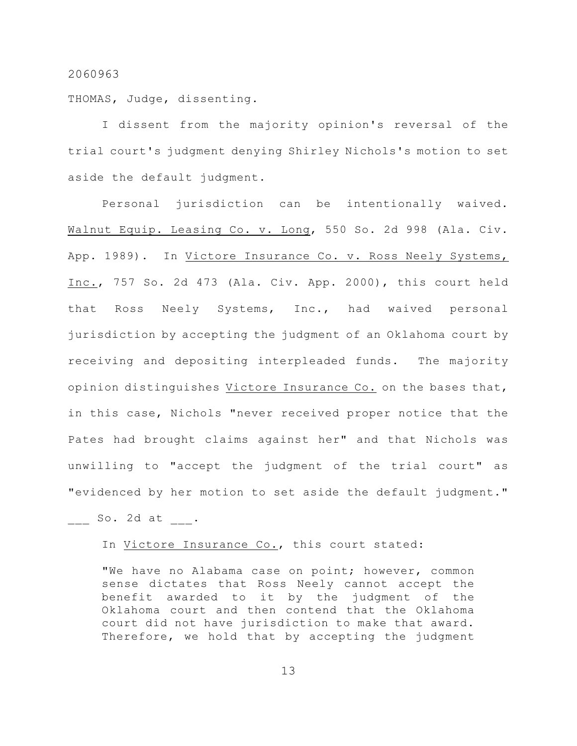2060963

THOMAS, Judge, dissenting.

I dissent from the majority opinion's reversal of the trial court's judgment denying Shirley Nichols's motion to set aside the default judgment.

Personal jurisdiction can be intentionally waived. Walnut Equip. Leasing Co. v. Long, 550 So. 2d 998 (Ala. Civ. App. 1989). In Victore Insurance Co. v. Ross Neely Systems, Inc., 757 So. 2d 473 (Ala. Civ. App. 2000), this court held that Ross Neely Systems, Inc., had waived personal jurisdiction by accepting the judgment of an Oklahoma court by receiving and depositing interpleaded funds. The majority opinion distinguishes Victore Insurance Co. on the bases that, in this case, Nichols "never received proper notice that the Pates had brought claims against her" and that Nichols was unwilling to "accept the judgment of the trial court" as "evidenced by her motion to set aside the default judgment." ___ So. 2d at ___.

In Victore Insurance Co., this court stated:

> "We have no Alabama case on point; however, common sense dictates that Ross Neely cannot accept the benefit awarded to it by the judgment of the Oklahoma court and then contend that the Oklahoma court did not have jurisdiction to make that award. Therefore, we hold that by accepting the judgment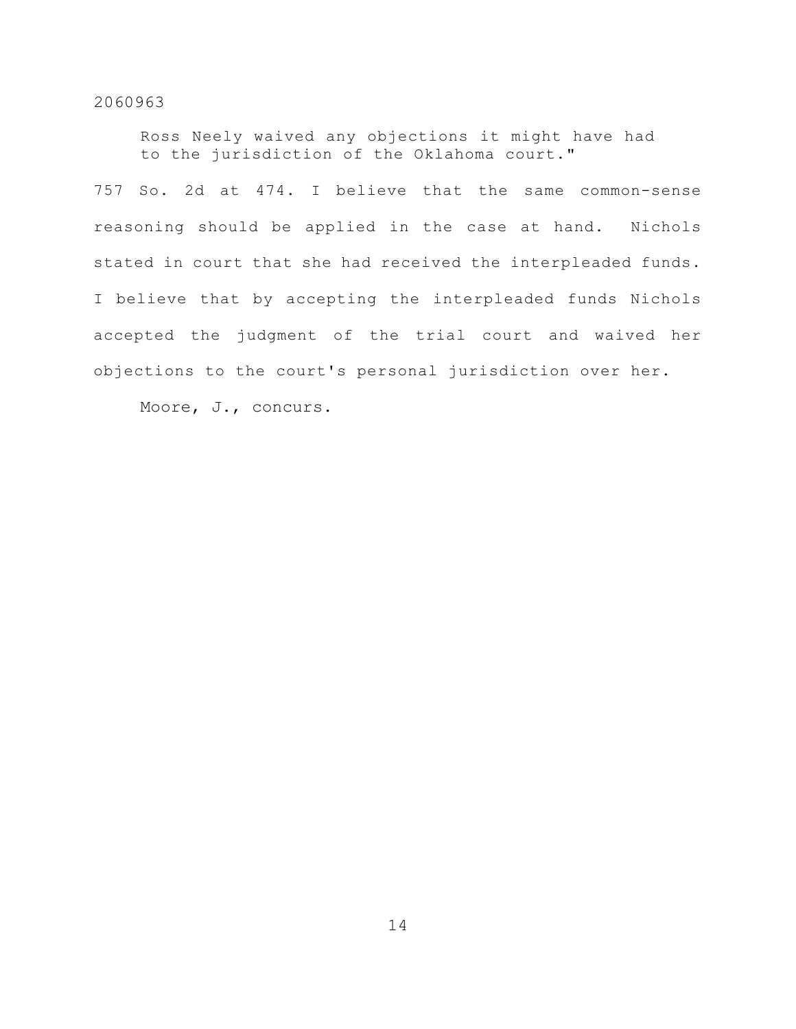Ross Neely waived any objections it might have had to the jurisdiction of the Oklahoma court."

757 So. 2d at 474. I believe that the same common-sense reasoning should be applied in the case at hand. Nichols stated in court that she had received the interpleaded funds. I believe that by accepting the interpleaded funds Nichols accepted the judgment of the trial court and waived her objections to the court's personal jurisdiction over her.

Moore, J., concurs.